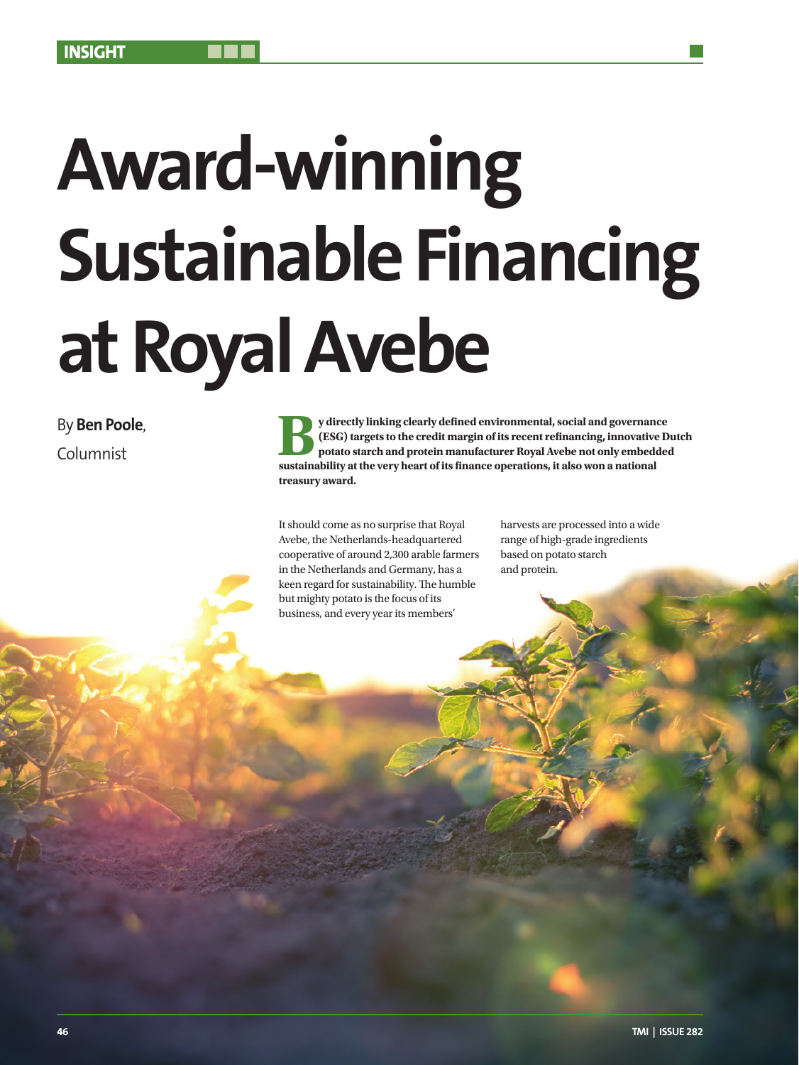INSIGHT

# Award-winning Sustainable Financing at Royal Avebe

By **Ben Poole**, Columnist

**By directly linking clearly defined environmental, social and governance (ESG) targets to the credit margin of its recent refinancing, innovative Dutch potato starch and protein manufacturer Royal Avebe not only embedded sustainability at the very heart of its finance operations, it also won a national treasury award.**

It should come as no surprise that Royal Avebe, the Netherlands-headquartered cooperative of around 2,300 arable farmers in the Netherlands and Germany, has a keen regard for sustainability. The humble but mighty potato is the focus of its business, and every year its members' harvests are processed into a wide range of high-grade ingredients based on potato starch and protein.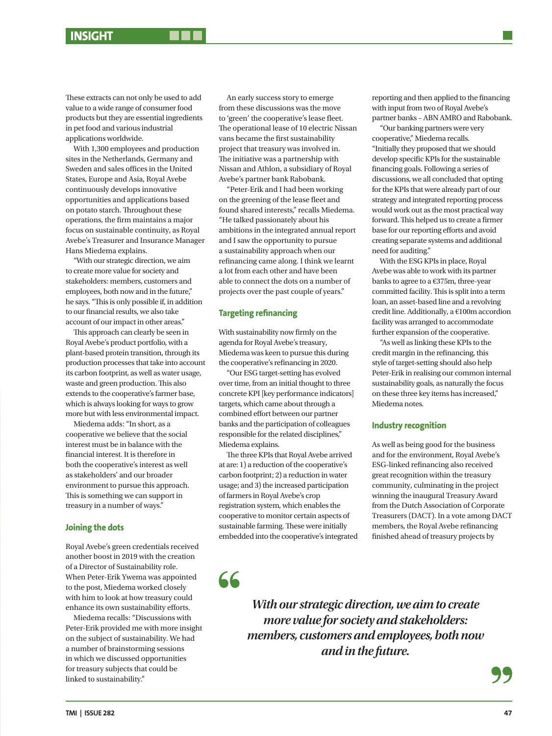These extracts can not only be used to add value to a wide range of consumer food products but they are essential ingredients in pet food and various industrial applications worldwide.

With 1,300 employees and production sites in the Netherlands, Germany and Sweden and sales offices in the United States, Europe and Asia, Royal Avebe continuously develops innovative opportunities and applications based on potato starch. Throughout these operations, the firm maintains a major focus on sustainable continuity, as Royal Avebe's Treasurer and Insurance Manager Hans Miedema explains.

"With our strategic direction, we aim to create more value for society and stakeholders: members, customers and employees, both now and in the future," he says. "This is only possible if, in addition to our financial results, we also take account of our impact in other areas."

This approach can clearly be seen in Royal Avebe's product portfolio, with a plant-based protein transition, through its production processes that take into account its carbon footprint, as well as water usage, waste and green production. This also extends to the cooperative's farmer base, which is always looking for ways to grow more but with less environmental impact.

Miedema adds: "In short, as a cooperative we believe that the social interest must be in balance with the financial interest. It is therefore in both the cooperative's interest as well as stakeholders' and our broader environment to pursue this approach. This is something we can support in treasury in a number of ways."

## Joining the dots

Royal Avebe's green credentials received another boost in 2019 with the creation of a Director of Sustainability role. When Peter-Erik Ywema was appointed to the post, Miedema worked closely with him to look at how treasury could enhance its own sustainability efforts.

Miedema recalls: "Discussions with Peter-Erik provided me with more insight on the subject of sustainability. We had a number of brainstorming sessions in which we discussed opportunities for treasury subjects that could be linked to sustainability."

An early success story to emerge from these discussions was the move to 'green' the cooperative's lease fleet. The operational lease of 10 electric Nissan vans became the first sustainability project that treasury was involved in. The initiative was a partnership with Nissan and Athlon, a subsidiary of Royal Avebe's partner bank Rabobank.

"Peter-Erik and I had been working on the greening of the lease fleet and found shared interests," recalls Miedema. "He talked passionately about his ambitions in the integrated annual report and I saw the opportunity to pursue a sustainability approach when our refinancing came along. I think we learnt a lot from each other and have been able to connect the dots on a number of projects over the past couple of years."

## Targeting refinancing

With sustainability now firmly on the agenda for Royal Avebe's treasury, Miedema was keen to pursue this during the cooperative's refinancing in 2020.

"Our ESG target-setting has evolved over time, from an initial thought to three concrete KPI [key performance indicators] targets, which came about through a combined effort between our partner banks and the participation of colleagues responsible for the related disciplines," Miedema explains.

The three KPIs that Royal Avebe arrived at are: 1) a reduction of the cooperative's carbon footprint; 2) a reduction in water usage; and 3) the increased participation of farmers in Royal Avebe's crop registration system, which enables the cooperative to monitor certain aspects of sustainable farming. These were initially embedded into the cooperative's integrated reporting and then applied to the financing with input from two of Royal Avebe's partner banks – ABN AMRO and Rabobank.

"Our banking partners were very cooperative," Miedema recalls. "Initially they proposed that we should develop specific KPIs for the sustainable financing goals. Following a series of discussions, we all concluded that opting for the KPIs that were already part of our strategy and integrated reporting process would work out as the most practical way forward. This helped us to create a firmer base for our reporting efforts and avoid creating separate systems and additional need for auditing."

With the ESG KPIs in place, Royal Avebe was able to work with its partner banks to agree to a €375m, three-year committed facility. This is split into a term loan, an asset-based line and a revolving credit line. Additionally, a €100m accordion facility was arranged to accommodate further expansion of the cooperative.

"As well as linking these KPIs to the credit margin in the refinancing, this style of target-setting should also help Peter-Erik in realising our common internal sustainability goals, as naturally the focus on these three key items has increased," Miedema notes.

## Industry recognition

As well as being good for the business and for the environment, Royal Avebe's ESG-linked refinancing also received great recognition within the treasury community, culminating in the project winning the inaugural Treasury Award from the Dutch Association of Corporate Treasurers (DACT). In a vote among DACT members, the Royal Avebe refinancing finished ahead of treasury projects by

> *With our strategic direction, we aim to create more value for society and stakeholders: members, customers and employees, both now and in the future.*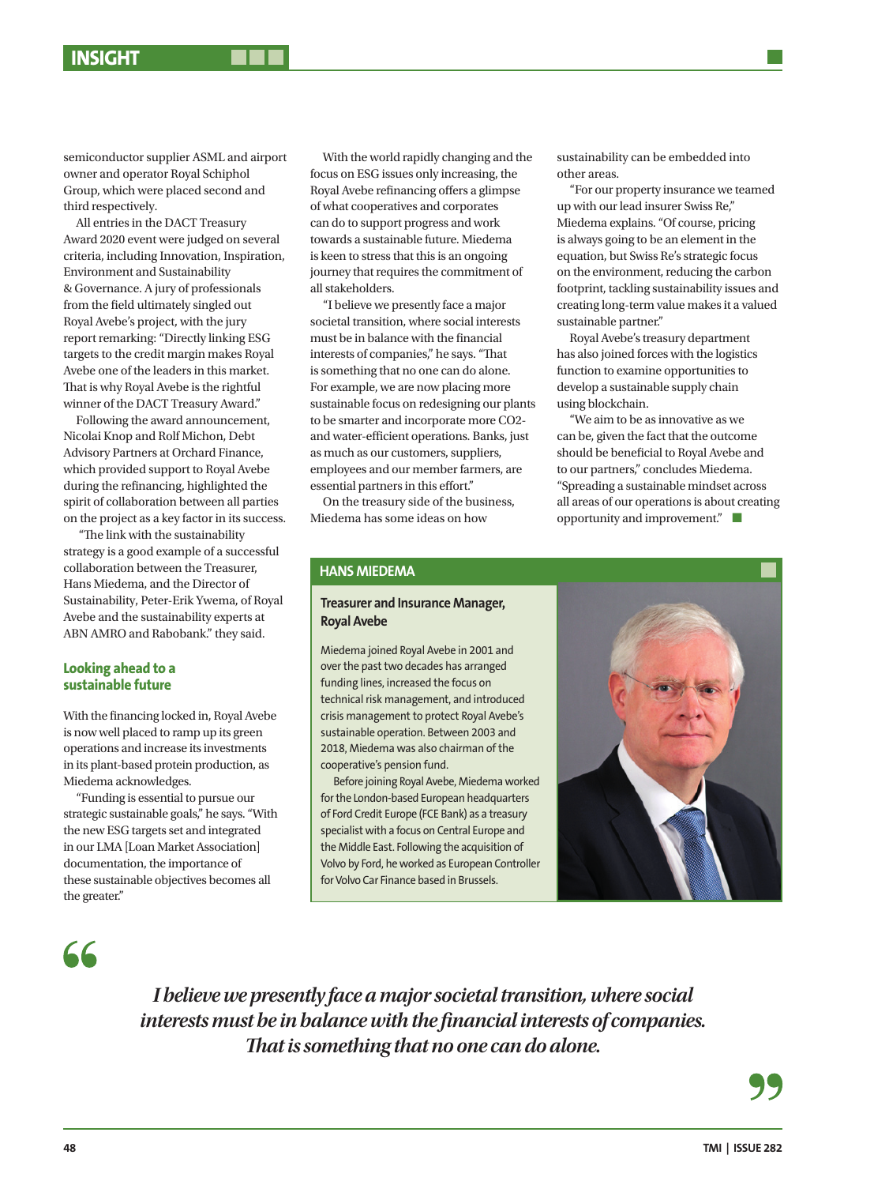semiconductor supplier ASML and airport owner and operator Royal Schiphol Group, which were placed second and third respectively.

All entries in the DACT Treasury Award 2020 event were judged on several criteria, including Innovation, Inspiration, Environment and Sustainability & Governance. A jury of professionals from the field ultimately singled out Royal Avebe's project, with the jury report remarking: "Directly linking ESG targets to the credit margin makes Royal Avebe one of the leaders in this market. That is why Royal Avebe is the rightful winner of the DACT Treasury Award."

Following the award announcement, Nicolai Knop and Rolf Michon, Debt Advisory Partners at Orchard Finance, which provided support to Royal Avebe during the refinancing, highlighted the spirit of collaboration between all parties on the project as a key factor in its success.

"The link with the sustainability strategy is a good example of a successful collaboration between the Treasurer, Hans Miedema, and the Director of Sustainability, Peter-Erik Ywema, of Royal Avebe and the sustainability experts at ABN AMRO and Rabobank." they said.

### Looking ahead to a sustainable future

With the financing locked in, Royal Avebe is now well placed to ramp up its green operations and increase its investments in its plant-based protein production, as Miedema acknowledges.

"Funding is essential to pursue our strategic sustainable goals," he says. "With the new ESG targets set and integrated in our LMA [Loan Market Association] documentation, the importance of these sustainable objectives becomes all the greater."

With the world rapidly changing and the focus on ESG issues only increasing, the Royal Avebe refinancing offers a glimpse of what cooperatives and corporates can do to support progress and work towards a sustainable future. Miedema is keen to stress that this is an ongoing journey that requires the commitment of all stakeholders.

"I believe we presently face a major societal transition, where social interests must be in balance with the financial interests of companies," he says. "That is something that no one can do alone. For example, we are now placing more sustainable focus on redesigning our plants to be smarter and incorporate more $CO_2$- and water-efficient operations. Banks, just as much as our customers, suppliers, employees and our member farmers, are essential partners in this effort."

On the treasury side of the business, Miedema has some ideas on how sustainability can be embedded into other areas.

"For our property insurance we teamed up with our lead insurer Swiss Re," Miedema explains. "Of course, pricing is always going to be an element in the equation, but Swiss Re's strategic focus on the environment, reducing the carbon footprint, tackling sustainability issues and creating long-term value makes it a valued sustainable partner."

Royal Avebe's treasury department has also joined forces with the logistics function to examine opportunities to develop a sustainable supply chain using blockchain.

"We aim to be as innovative as we can be, given the fact that the outcome should be beneficial to Royal Avebe and to our partners," concludes Miedema. "Spreading a sustainable mindset across all areas of our operations is about creating opportunity and improvement."

## HANS MIEDEMA

**Treasurer and Insurance Manager, Royal Avebe**

Miedema joined Royal Avebe in 2001 and over the past two decades has arranged funding lines, increased the focus on technical risk management, and introduced crisis management to protect Royal Avebe's sustainable operation. Between 2003 and 2018, Miedema was also chairman of the cooperative's pension fund.

Before joining Royal Avebe, Miedema worked for the London-based European headquarters of Ford Credit Europe (FCE Bank) as a treasury specialist with a focus on Central Europe and the Middle East. Following the acquisition of Volvo by Ford, he worked as European Controller for Volvo Car Finance based in Brussels.

> *I believe we presently face a major societal transition, where social interests must be in balance with the financial interests of companies. That is something that no one can do alone.*